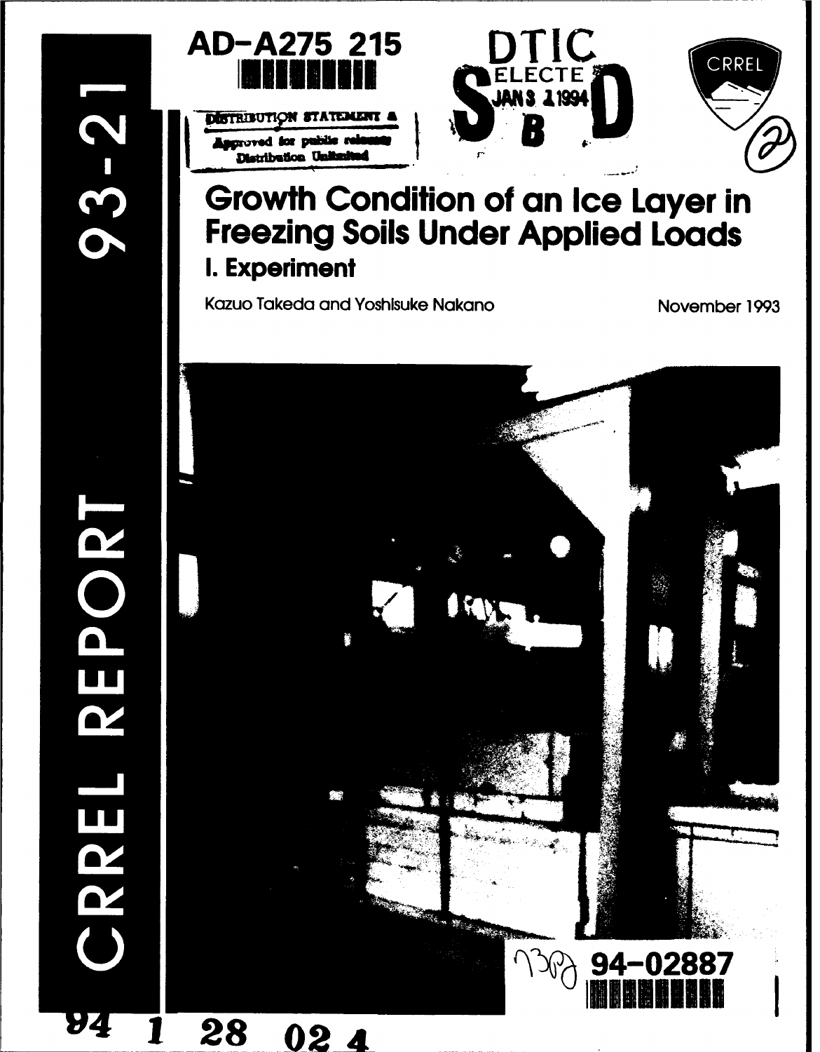AD-A275 215

DTIC ELECTE JAN 3 1994 S B D

DISTRIBUTION STATEMENT A
Approved for public release
Distribution Unlimited

CRREL REPORT 93-21

# Growth Condition of an Ice Layer in Freezing Soils Under Applied Loads

## I. Experiment

Kazuo Takeda and Yoshisuke Nakano

November 1993

94-02887

94 1 28 024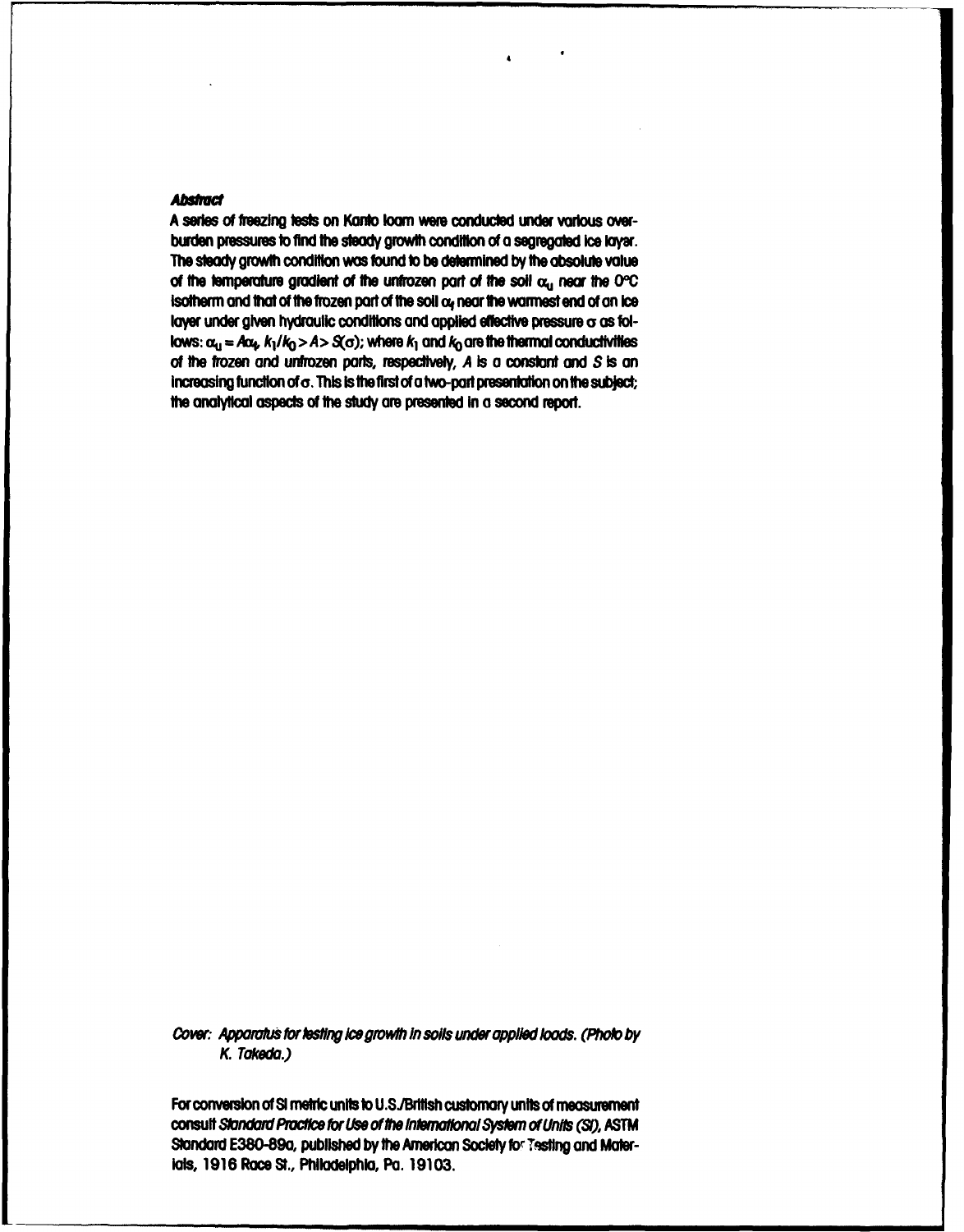***Abstract***

A series of freezing tests on Kanto loam were conducted under various overburden pressures to find the steady growth condition of a segregated ice layer. The steady growth condition was found to be determined by the absolute value of the temperature gradient of the unfrozen part of the soil $\alpha_u$ near the 0°C isotherm and that of the frozen part of the soil $\alpha_f$ near the warmest end of an ice layer under given hydraulic conditions and applied effective pressure $\sigma$ as follows: $\alpha_u = A\alpha_f$, $k_1/k_0 > A > S(\sigma)$; where $k_1$ and $k_0$ are the thermal conductivities of the frozen and unfrozen parts, respectively, $A$ is a constant and $S$ is an increasing function of $\sigma$. This is the first of a two-part presentation on the subject; the analytical aspects of the study are presented in a second report.

*Cover: Apparatus for testing ice growth in soils under applied loads. (Photo by K. Takeda.)*

For conversion of SI metric units to U.S./British customary units of measurement consult *Standard Practice for Use of the International System of Units (SI)*, ASTM Standard E380-89a, published by the American Society for Testing and Materials, 1916 Race St., Philadelphia, Pa. 19103.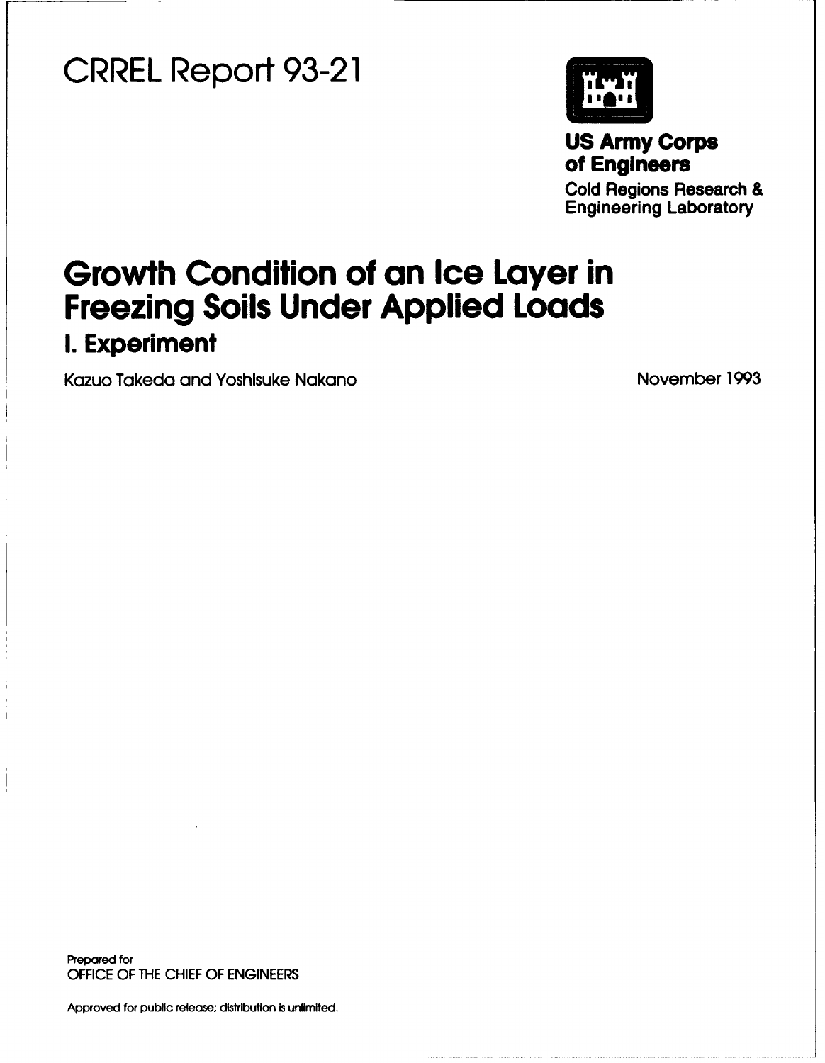# CRREL Report 93-21

**US Army Corps of Engineers**

Cold Regions Research & Engineering Laboratory

# Growth Condition of an Ice Layer in Freezing Soils Under Applied Loads

## I. Experiment

Kazuo Takeda and Yoshisuke Nakano

November 1993

Prepared for
OFFICE OF THE CHIEF OF ENGINEERS

Approved for public release; distribution is unlimited.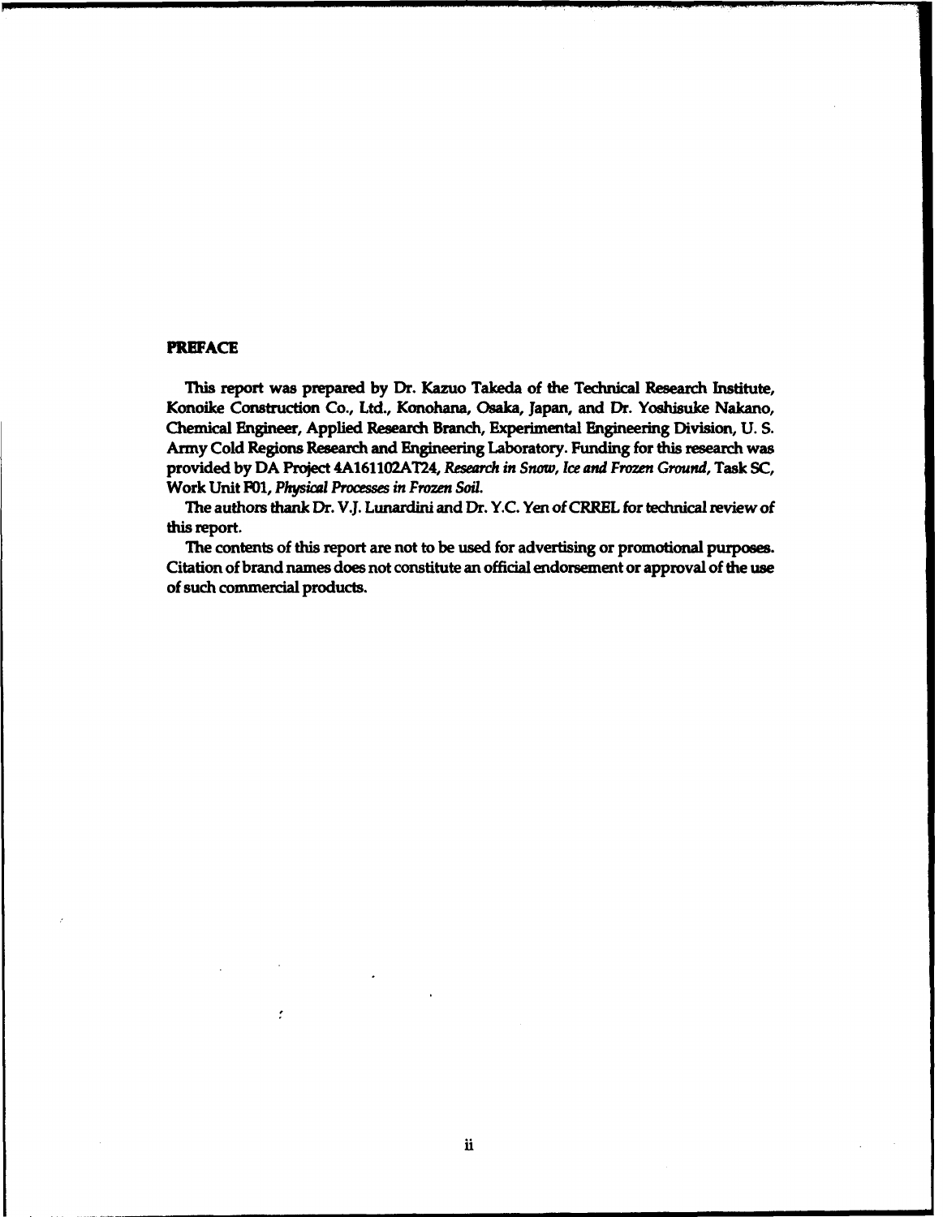## PREFACE

This report was prepared by Dr. Kazuo Takeda of the Technical Research Institute, Konoike Construction Co., Ltd., Konohana, Osaka, Japan, and Dr. Yoshisuke Nakano, Chemical Engineer, Applied Research Branch, Experimental Engineering Division, U. S. Army Cold Regions Research and Engineering Laboratory. Funding for this research was provided by DA Project 4A161102AT24, *Research in Snow, Ice and Frozen Ground*, Task SC, Work Unit F01, *Physical Processes in Frozen Soil*.

The authors thank Dr. V.J. Lunardini and Dr. Y.C. Yen of CRREL for technical review of this report.

The contents of this report are not to be used for advertising or promotional purposes. Citation of brand names does not constitute an official endorsement or approval of the use of such commercial products.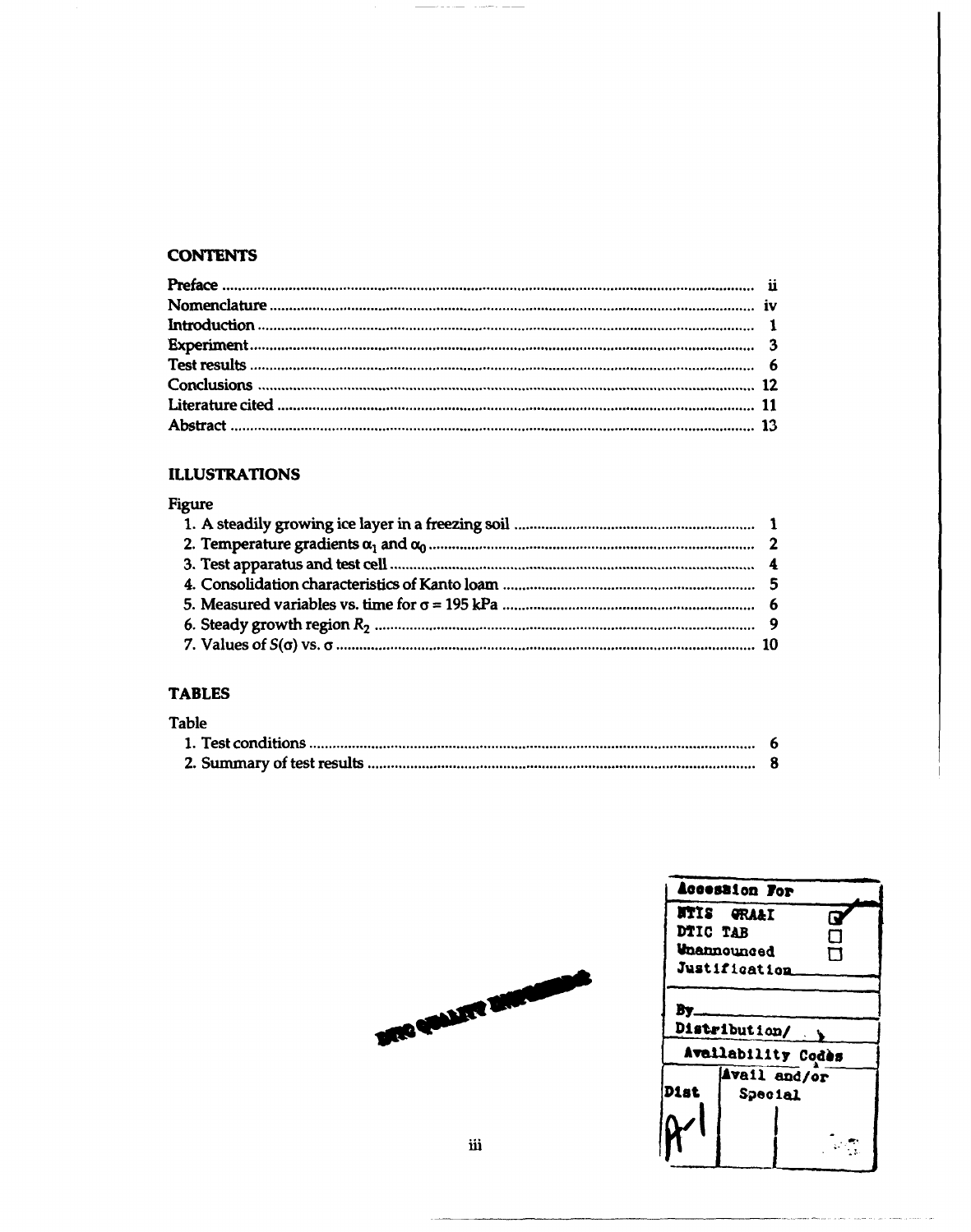## CONTENTS

| | |
|---|---|
| Preface | ii |
| Nomenclature | iv |
| Introduction | 1 |
| Experiment | 3 |
| Test results | 6 |
| Conclusions | 12 |
| Literature cited | 11 |
| Abstract | 13 |

## ILLUSTRATIONS

Figure

| | |
|---|---|
| 1. A steadily growing ice layer in a freezing soil | 1 |
| 2. Temperature gradients $\alpha_1$ and $\alpha_0$ | 2 |
| 3. Test apparatus and test cell | 4 |
| 4. Consolidation characteristics of Kanto loam | 5 |
| 5. Measured variables vs. time for $\sigma$ = 195 kPa | 6 |
| 6. Steady growth region $R_2$ | 9 |
| 7. Values of $S(\sigma)$ vs. $\sigma$ | 10 |

## TABLES

Table

| | |
|---|---|
| 1. Test conditions | 6 |
| 2. Summary of test results | 8 |

| Accession For | |
|---|---|
| NTIS GRA&I | ☑ |
| DTIC TAB | ☐ |
| Unannounced | ☐ |
| Justification | |
| By | |
| Distribution/ | |
| Availability Codes | |
| Dist | Avail and/or Special |
| A-1 | |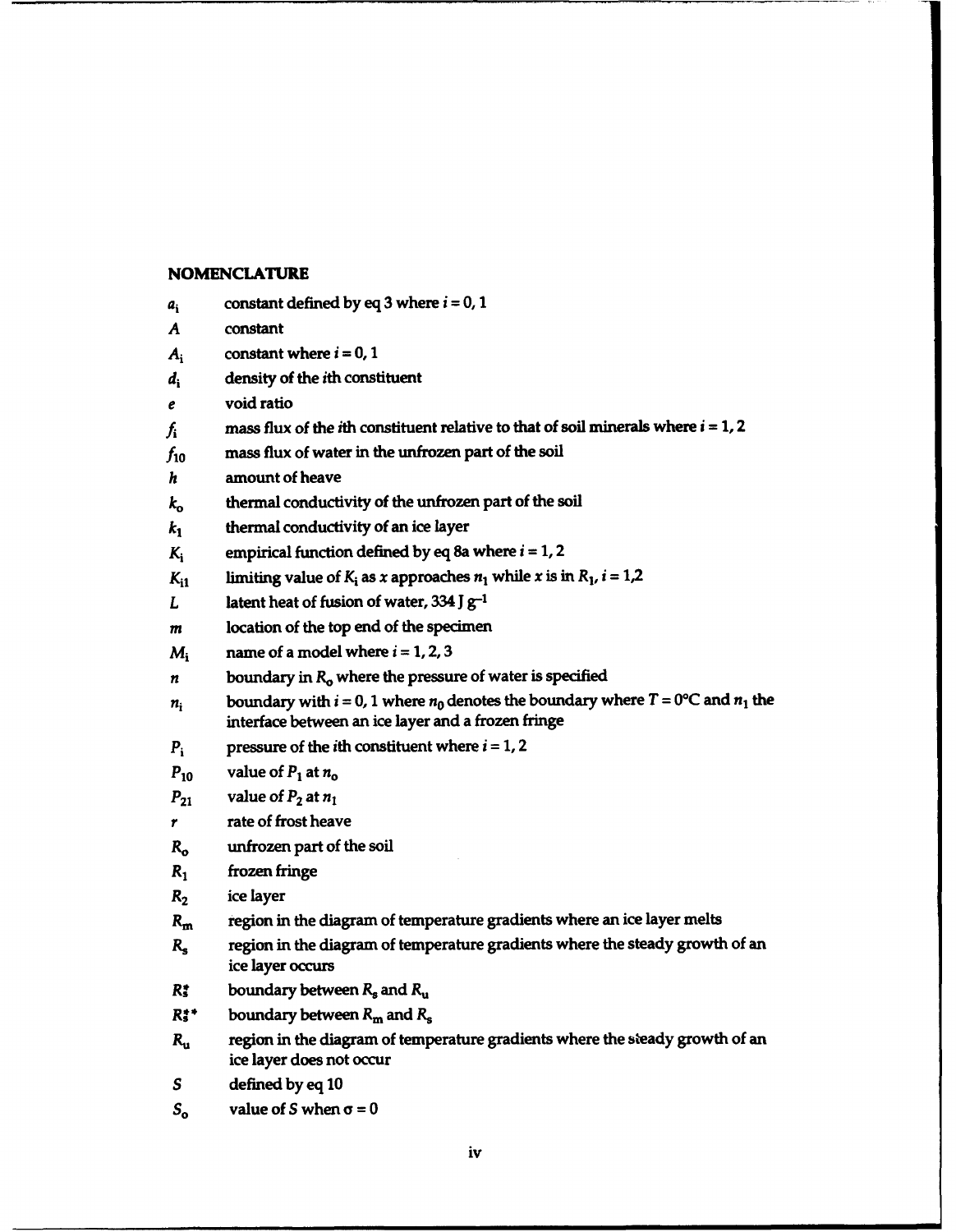## NOMENCLATURE

| | |
|---|---|
| $a_i$ | constant defined by eq 3 where $i = 0, 1$ |
| $A$ | constant |
| $A_i$ | constant where $i = 0, 1$ |
| $d_i$ | density of the $i$th constituent |
| $e$ | void ratio |
| $f_i$ | mass flux of the $i$th constituent relative to that of soil minerals where $i = 1, 2$ |
| $f_{10}$ | mass flux of water in the unfrozen part of the soil |
| $h$ | amount of heave |
| $k_o$ | thermal conductivity of the unfrozen part of the soil |
| $k_1$ | thermal conductivity of an ice layer |
| $K_i$ | empirical function defined by eq 8a where $i = 1, 2$ |
| $K_{i1}$ | limiting value of $K_i$ as $x$ approaches $n_1$ while $x$ is in $R_1$, $i = 1,2$ |
| $L$ | latent heat of fusion of water, 334 J $g^{-1}$ |
| $m$ | location of the top end of the specimen |
| $M_i$ | name of a model where $i = 1, 2, 3$ |
| $n$ | boundary in $R_o$ where the pressure of water is specified |
| $n_i$ | boundary with $i = 0, 1$ where $n_0$ denotes the boundary where $T = 0°C$ and $n_1$ the interface between an ice layer and a frozen fringe |
| $P_i$ | pressure of the $i$th constituent where $i = 1, 2$ |
| $P_{10}$ | value of $P_1$ at $n_o$ |
| $P_{21}$ | value of $P_2$ at $n_1$ |
| $r$ | rate of frost heave |
| $R_o$ | unfrozen part of the soil |
| $R_1$ | frozen fringe |
| $R_2$ | ice layer |
| $R_m$ | region in the diagram of temperature gradients where an ice layer melts |
| $R_s$ | region in the diagram of temperature gradients where the steady growth of an ice layer occurs |
| $R_s^*$ | boundary between $R_s$ and $R_u$ |
| $R_s^{**}$ | boundary between $R_m$ and $R_s$ |
| $R_u$ | region in the diagram of temperature gradients where the steady growth of an ice layer does not occur |
| $S$ | defined by eq 10 |
| $S_o$ | value of $S$ when $\sigma = 0$ |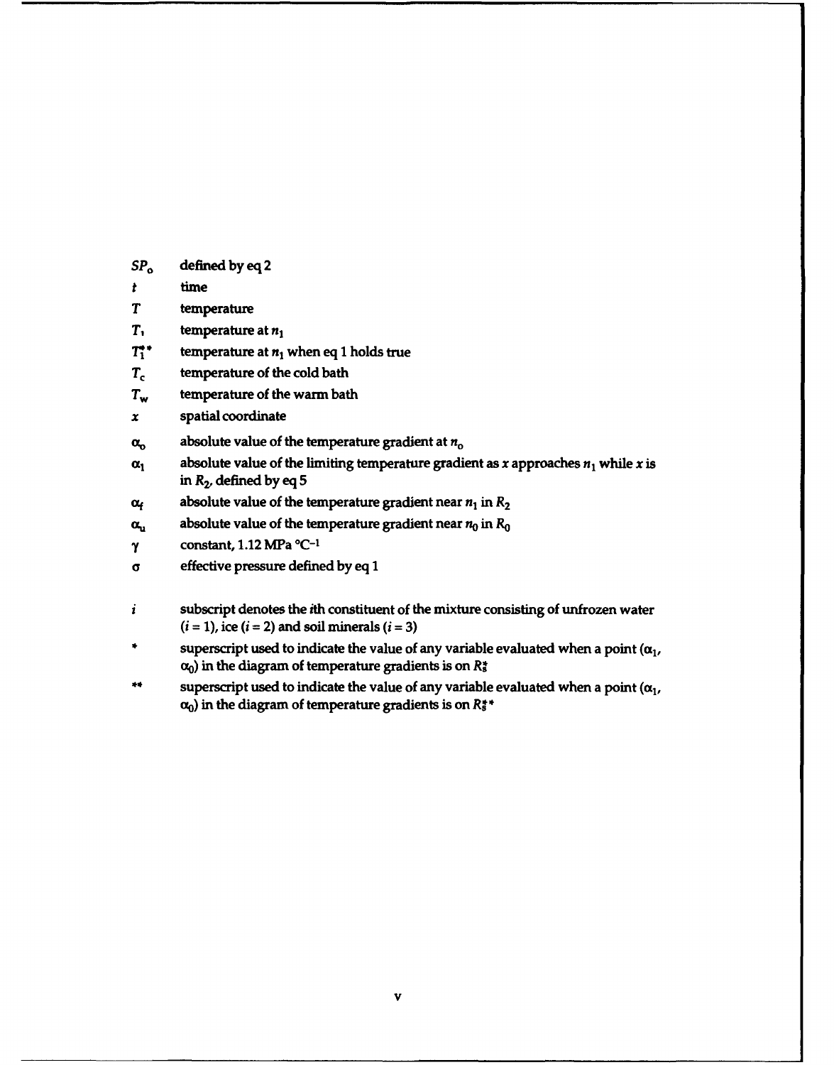| | |
|---|---|
| $SP_o$ | defined by eq 2 |
| $t$ | time |
| $T$ | temperature |
| $T_1$ | temperature at $n_1$ |
| $T_1^{**}$ | temperature at $n_1$ when eq 1 holds true |
| $T_c$ | temperature of the cold bath |
| $T_w$ | temperature of the warm bath |
| $x$ | spatial coordinate |
| $\alpha_o$ | absolute value of the temperature gradient at $n_o$ |
| $\alpha_1$ | absolute value of the limiting temperature gradient as $x$ approaches $n_1$ while $x$ is in $R_2$, defined by eq 5 |
| $\alpha_f$ | absolute value of the temperature gradient near $n_1$ in $R_2$ |
| $\alpha_u$ | absolute value of the temperature gradient near $n_0$ in $R_0$ |
| $\gamma$ | constant, 1.12 MPa °C$^{-1}$ |
| $\sigma$ | effective pressure defined by eq 1 |
| | |
| $i$ | subscript denotes the $i$th constituent of the mixture consisting of unfrozen water ($i$ = 1), ice ($i$ = 2) and soil minerals ($i$ = 3) |
| * | superscript used to indicate the value of any variable evaluated when a point ($\alpha_1$, $\alpha_0$) in the diagram of temperature gradients is on $R_s^*$ |
| ** | superscript used to indicate the value of any variable evaluated when a point ($\alpha_1$, $\alpha_0$) in the diagram of temperature gradients is on $R_s^{**}$ |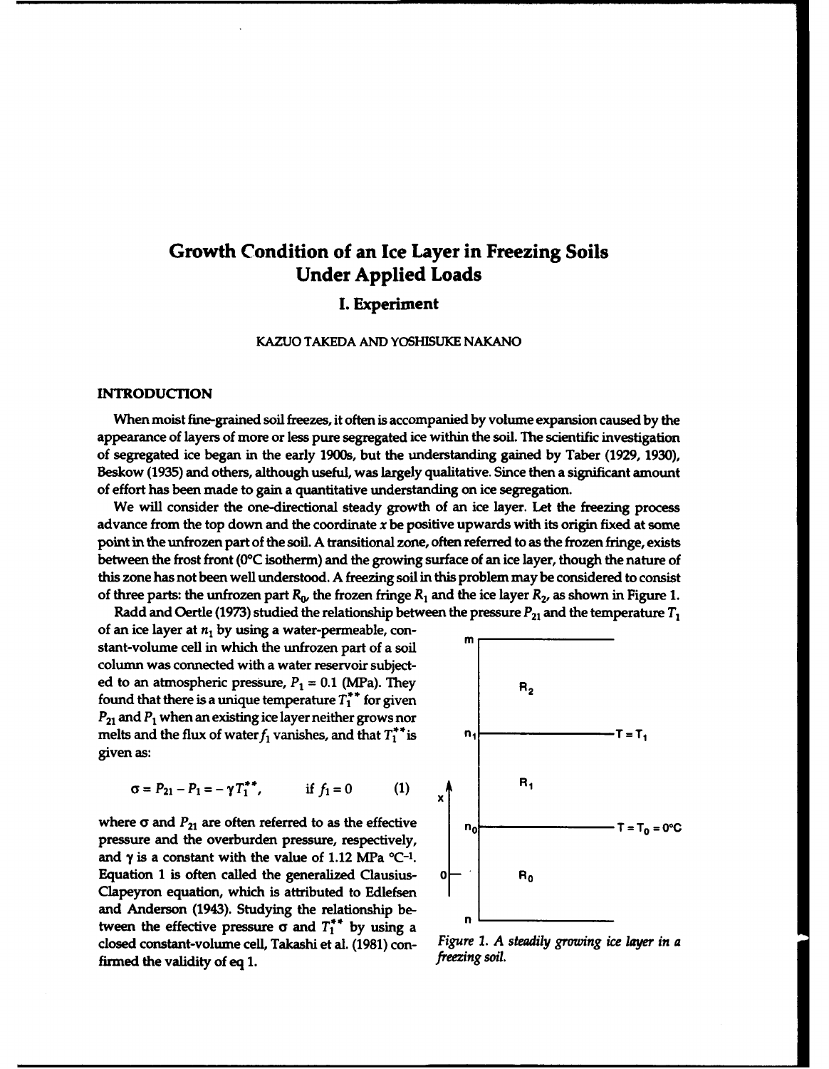# Growth Condition of an Ice Layer in Freezing Soils Under Applied Loads

## I. Experiment

KAZUO TAKEDA AND YOSHISUKE NAKANO

### INTRODUCTION

When moist fine-grained soil freezes, it often is accompanied by volume expansion caused by the appearance of layers of more or less pure segregated ice within the soil. The scientific investigation of segregated ice began in the early 1900s, but the understanding gained by Taber (1929, 1930), Beskow (1935) and others, although useful, was largely qualitative. Since then a significant amount of effort has been made to gain a quantitative understanding on ice segregation.

We will consider the one-directional steady growth of an ice layer. Let the freezing process advance from the top down and the coordinate $x$ be positive upwards with its origin fixed at some point in the unfrozen part of the soil. A transitional zone, often referred to as the frozen fringe, exists between the frost front (0°C isotherm) and the growing surface of an ice layer, though the nature of this zone has not been well understood. A freezing soil in this problem may be considered to consist of three parts: the unfrozen part $R_0$, the frozen fringe $R_1$ and the ice layer $R_2$, as shown in Figure 1.

Radd and Oertle (1973) studied the relationship between the pressure $P_{21}$ and the temperature $T_1$ of an ice layer at $n_1$ by using a water-permeable, constant-volume cell in which the unfrozen part of a soil column was connected with a water reservoir subjected to an atmospheric pressure, $P_1 = 0.1$ (MPa). They found that there is a unique temperature $T_1^{**}$ for given $P_{21}$ and $P_1$ when an existing ice layer neither grows nor melts and the flux of water $f_1$ vanishes, and that $T_1^{**}$ is given as:

$$\sigma = P_{21} - P_1 = -\gamma T_1^{**}, \qquad \text{if } f_1 = 0 \qquad (1)$$

where $\sigma$ and $P_{21}$ are often referred to as the effective pressure and the overburden pressure, respectively, and $\gamma$ is a constant with the value of 1.12 MPa °C$^{-1}$. Equation 1 is often called the generalized Clausius-Clapeyron equation, which is attributed to Edlefsen and Anderson (1943). Studying the relationship between the effective pressure $\sigma$ and $T_1^{**}$ by using a closed constant-volume cell, Takashi et al. (1981) confirmed the validity of eq 1.

*Figure 1. A steadily growing ice layer in a freezing soil.*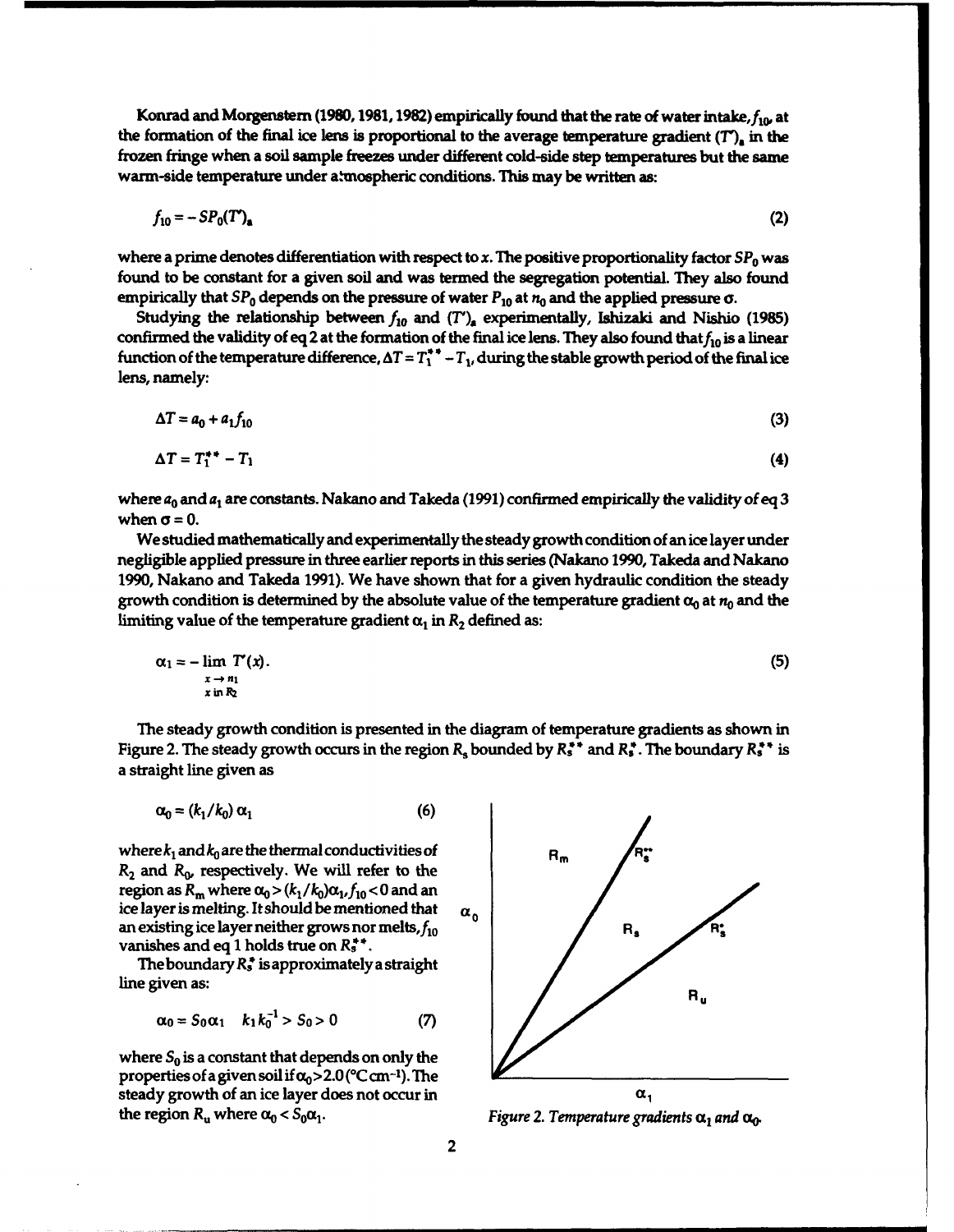Konrad and Morgenstern (1980, 1981, 1982) empirically found that the rate of water intake, $f_{10}$, at the formation of the final ice lens is proportional to the average temperature gradient $(T')_a$ in the frozen fringe when a soil sample freezes under different cold-side step temperatures but the same warm-side temperature under atmospheric conditions. This may be written as:

$$f_{10} = -SP_0(T')_a \tag{2}$$

where a prime denotes differentiation with respect to $x$. The positive proportionality factor $SP_0$ was found to be constant for a given soil and was termed the segregation potential. They also found empirically that $SP_0$ depends on the pressure of water $P_{10}$ at $n_0$ and the applied pressure $\sigma$.

Studying the relationship between $f_{10}$ and $(T')_a$ experimentally, Ishizaki and Nishio (1985) confirmed the validity of eq 2 at the formation of the final ice lens. They also found that $f_{10}$ is a linear function of the temperature difference, $\Delta T = T_1^{**} - T_1$, during the stable growth period of the final ice lens, namely:

$$\Delta T = a_0 + a_1 f_{10} \tag{3}$$

$$\Delta T = T_1^{**} - T_1 \tag{4}$$

where $a_0$ and $a_1$ are constants. Nakano and Takeda (1991) confirmed empirically the validity of eq 3 when $\sigma = 0$.

We studied mathematically and experimentally the steady growth condition of an ice layer under negligible applied pressure in three earlier reports in this series (Nakano 1990, Takeda and Nakano 1990, Nakano and Takeda 1991). We have shown that for a given hydraulic condition the steady growth condition is determined by the absolute value of the temperature gradient $\alpha_0$ at $n_0$ and the limiting value of the temperature gradient $\alpha_1$ in $R_2$ defined as:

$$\alpha_1 = -\lim_{\substack{x \to n_1 \\ x \text{ in } R_2}} T'(x). \tag{5}$$

The steady growth condition is presented in the diagram of temperature gradients as shown in Figure 2. The steady growth occurs in the region $R_s$ bounded by $R_s^{**}$ and $R_s^{*}$. The boundary $R_s^{**}$ is a straight line given as

$$\alpha_0 = (k_1/k_0)\,\alpha_1 \tag{6}$$

where $k_1$ and $k_0$ are the thermal conductivities of $R_2$ and $R_0$, respectively. We will refer to the region as $R_m$ where $\alpha_0 > (k_1/k_0)\alpha_1$, $f_{10} < 0$ and an ice layer is melting. It should be mentioned that an existing ice layer neither grows nor melts, $f_{10}$ vanishes and eq 1 holds true on $R_s^{**}$.

The boundary $R_s^{*}$ is approximately a straight line given as:

$$\alpha_0 = S_0\alpha_1 \quad k_1k_0^{-1} > S_0 > 0 \tag{7}$$

where $S_0$ is a constant that depends on only the properties of a given soil if $\alpha_0 > 2.0$ (°C cm$^{-1}$). The steady growth of an ice layer does not occur in the region $R_u$ where $\alpha_0 < S_0\alpha_1$.

*Figure 2. Temperature gradients $\alpha_1$ and $\alpha_0$.*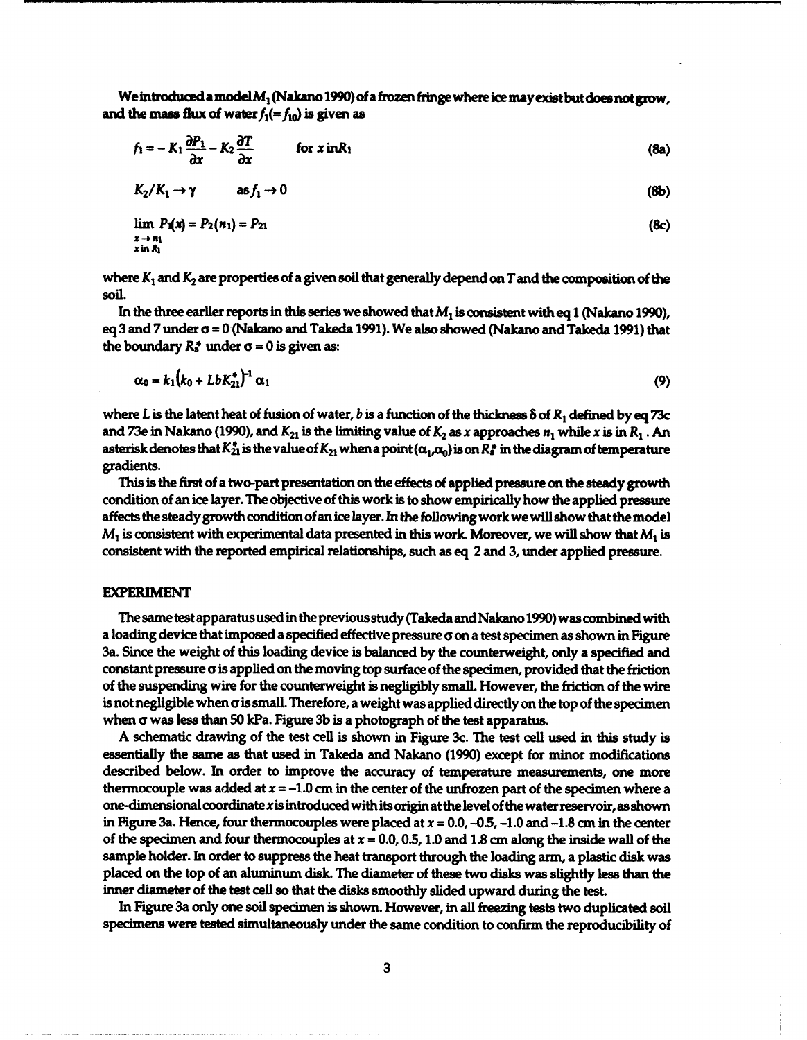We introduced a model $M_1$ (Nakano 1990) of a frozen fringe where ice may exist but does not grow, and the mass flux of water $f_1(= f_{10})$ is given as

$$f_1 = -K_1 \frac{\partial P_1}{\partial x} - K_2 \frac{\partial T}{\partial x} \qquad \text{for } x \text{ in} R_1 \tag{8a}$$

$$K_2/K_1 \to \gamma \qquad \text{as} f_1 \to 0 \tag{8b}$$

$$\lim_{\substack{x \to n_1 \\ x \text{ in } R_1}} P_1(x) = P_2(n_1) = P_{21} \tag{8c}$$

where $K_1$ and $K_2$ are properties of a given soil that generally depend on $T$ and the composition of the soil.

In the three earlier reports in this series we showed that $M_1$ is consistent with eq 1 (Nakano 1990), eq 3 and 7 under $\sigma = 0$ (Nakano and Takeda 1991). We also showed (Nakano and Takeda 1991) that the boundary $R_s^*$ under $\sigma = 0$ is given as:

$$\alpha_0 = k_1 \left(k_0 + LbK_{21}^*\right)^{-1} \alpha_1 \tag{9}$$

where $L$ is the latent heat of fusion of water, $b$ is a function of the thickness $\delta$ of $R_1$ defined by eq 73c and 73e in Nakano (1990), and $K_{21}$ is the limiting value of $K_2$ as $x$ approaches $n_1$ while $x$ is in $R_1$. An asterisk denotes that $K_{21}^*$ is the value of $K_{21}$ when a point $(\alpha_1, \alpha_0)$ is on $R_s^*$ in the diagram of temperature gradients.

This is the first of a two-part presentation on the effects of applied pressure on the steady growth condition of an ice layer. The objective of this work is to show empirically how the applied pressure affects the steady growth condition of an ice layer. In the following work we will show that the model $M_1$ is consistent with experimental data presented in this work. Moreover, we will show that $M_1$ is consistent with the reported empirical relationships, such as eq 2 and 3, under applied pressure.

## EXPERIMENT

The same test apparatus used in the previous study (Takeda and Nakano 1990) was combined with a loading device that imposed a specified effective pressure $\sigma$ on a test specimen as shown in Figure 3a. Since the weight of this loading device is balanced by the counterweight, only a specified and constant pressure $\sigma$ is applied on the moving top surface of the specimen, provided that the friction of the suspending wire for the counterweight is negligibly small. However, the friction of the wire is not negligible when $\sigma$ is small. Therefore, a weight was applied directly on the top of the specimen when $\sigma$ was less than 50 kPa. Figure 3b is a photograph of the test apparatus.

A schematic drawing of the test cell is shown in Figure 3c. The test cell used in this study is essentially the same as that used in Takeda and Nakano (1990) except for minor modifications described below. In order to improve the accuracy of temperature measurements, one more thermocouple was added at $x = -1.0$ cm in the center of the unfrozen part of the specimen where a one-dimensional coordinate $x$ is introduced with its origin at the level of the water reservoir, as shown in Figure 3a. Hence, four thermocouples were placed at $x = 0.0, -0.5, -1.0$ and $-1.8$ cm in the center of the specimen and four thermocouples at $x = 0.0, 0.5, 1.0$ and $1.8$ cm along the inside wall of the sample holder. In order to suppress the heat transport through the loading arm, a plastic disk was placed on the top of an aluminum disk. The diameter of these two disks was slightly less than the inner diameter of the test cell so that the disks smoothly slided upward during the test.

In Figure 3a only one soil specimen is shown. However, in all freezing tests two duplicated soil specimens were tested simultaneously under the same condition to confirm the reproducibility of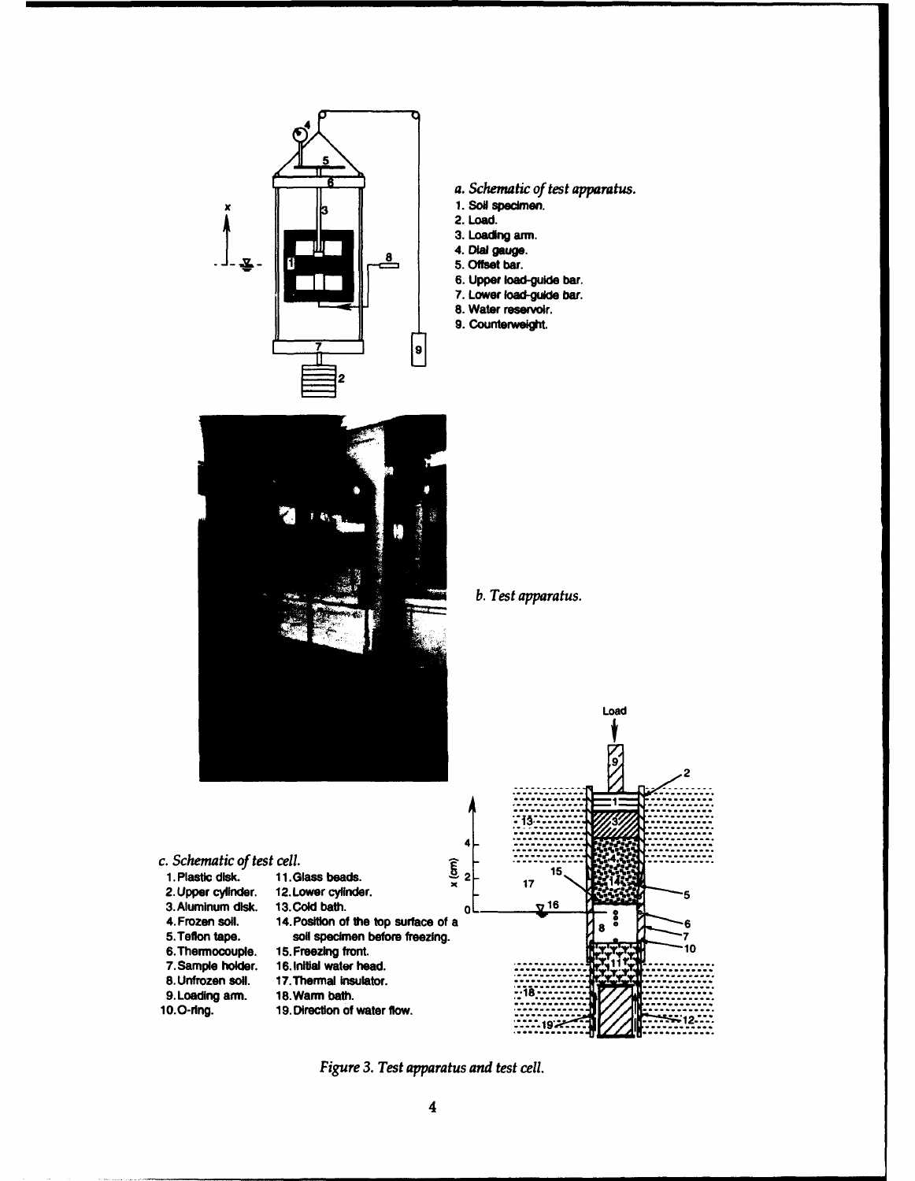*a. Schematic of test apparatus.*

1. Soil specimen.
2. Load.
3. Loading arm.
4. Dial gauge.
5. Offset bar.
6. Upper load-guide bar.
7. Lower load-guide bar.
8. Water reservoir.
9. Counterweight.

*b. Test apparatus.*

*c. Schematic of test cell.*

1. Plastic disk.
2. Upper cylinder.
3. Aluminum disk.
4. Frozen soil.
5. Teflon tape.
6. Thermocouple.
7. Sample holder.
8. Unfrozen soil.
9. Loading arm.
10. O-ring.
11. Glass beads.
12. Lower cylinder.
13. Cold bath.
14. Position of the top surface of a soil specimen before freezing.
15. Freezing front.
16. Initial water head.
17. Thermal insulator.
18. Warm bath.
19. Direction of water flow.

*Figure 3. Test apparatus and test cell.*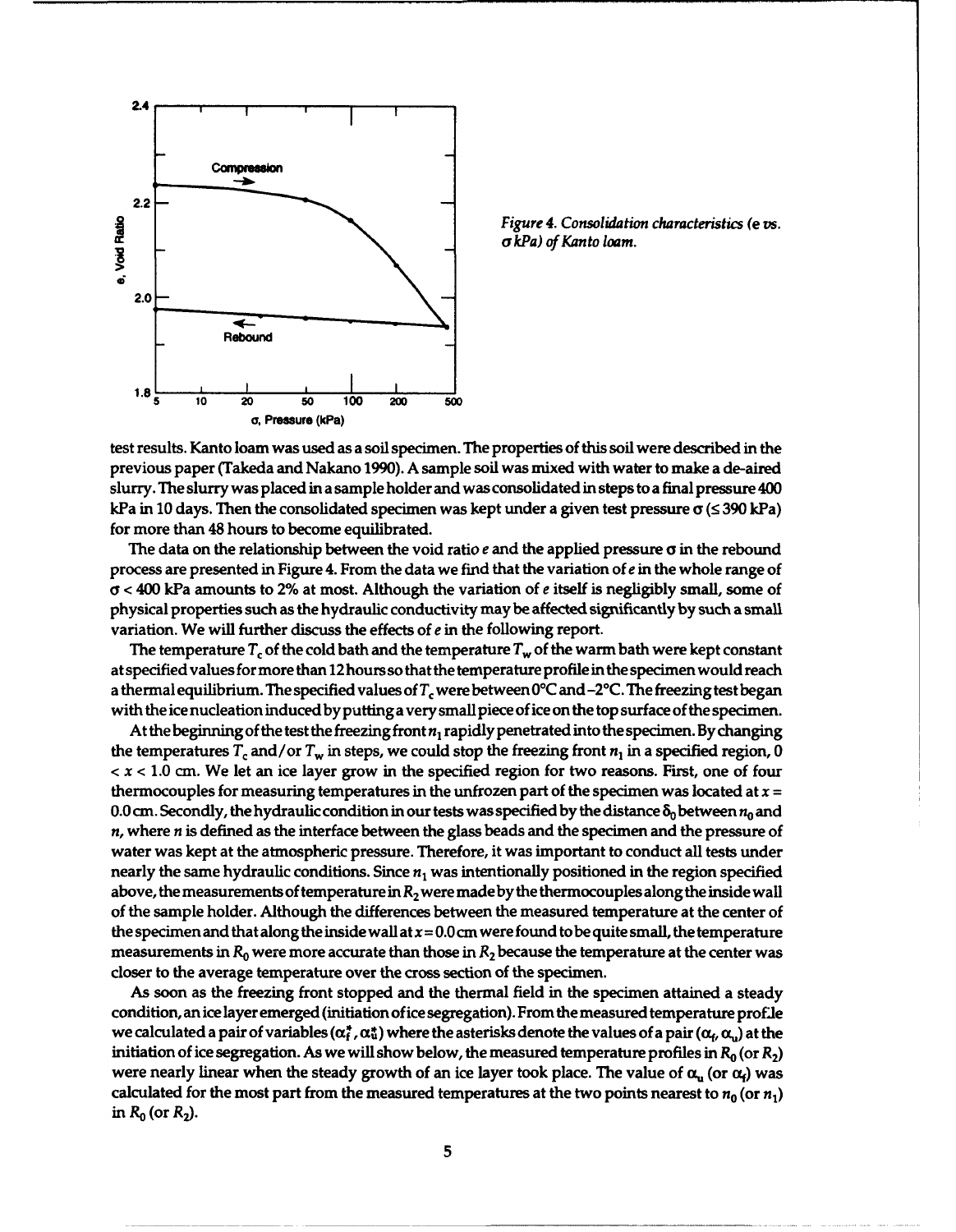Figure 4. Consolidation characteristics ($e$ vs. $\sigma$ kPa) of Kanto loam.

test results. Kanto loam was used as a soil specimen. The properties of this soil were described in the previous paper (Takeda and Nakano 1990). A sample soil was mixed with water to make a de-aired slurry. The slurry was placed in a sample holder and was consolidated in steps to a final pressure 400 kPa in 10 days. Then the consolidated specimen was kept under a given test pressure $\sigma$ ($\leq$ 390 kPa) for more than 48 hours to become equilibrated.

The data on the relationship between the void ratio $e$ and the applied pressure $\sigma$ in the rebound process are presented in Figure 4. From the data we find that the variation of $e$ in the whole range of $\sigma < 400$ kPa amounts to 2% at most. Although the variation of $e$ itself is negligibly small, some of physical properties such as the hydraulic conductivity may be affected significantly by such a small variation. We will further discuss the effects of $e$ in the following report.

The temperature $T_c$ of the cold bath and the temperature $T_w$ of the warm bath were kept constant at specified values for more than 12 hours so that the temperature profile in the specimen would reach a thermal equilibrium. The specified values of $T_c$ were between 0°C and –2°C. The freezing test began with the ice nucleation induced by putting a very small piece of ice on the top surface of the specimen.

At the beginning of the test the freezing front $n_1$ rapidly penetrated into the specimen. By changing the temperatures $T_c$ and/or $T_w$ in steps, we could stop the freezing front $n_1$ in a specified region, $0 < x < 1.0$ cm. We let an ice layer grow in the specified region for two reasons. First, one of four thermocouples for measuring temperatures in the unfrozen part of the specimen was located at $x = 0.0$ cm. Secondly, the hydraulic condition in our tests was specified by the distance $\delta_0$ between $n_0$ and $n$, where $n$ is defined as the interface between the glass beads and the specimen and the pressure of water was kept at the atmospheric pressure. Therefore, it was important to conduct all tests under nearly the same hydraulic conditions. Since $n_1$ was intentionally positioned in the region specified above, the measurements of temperature in $R_2$ were made by the thermocouples along the inside wall of the sample holder. Although the differences between the measured temperature at the center of the specimen and that along the inside wall at $x = 0.0$ cm were found to be quite small, the temperature measurements in $R_0$ were more accurate than those in $R_2$ because the temperature at the center was closer to the average temperature over the cross section of the specimen.

As soon as the freezing front stopped and the thermal field in the specimen attained a steady condition, an ice layer emerged (initiation of ice segregation). From the measured temperature profile we calculated a pair of variables ($\alpha_f^*$, $\alpha_u^*$) where the asterisks denote the values of a pair ($\alpha_f$, $\alpha_u$) at the initiation of ice segregation. As we will show below, the measured temperature profiles in $R_0$ (or $R_2$) were nearly linear when the steady growth of an ice layer took place. The value of $\alpha_u$ (or $\alpha_f$) was calculated for the most part from the measured temperatures at the two points nearest to $n_0$ (or $n_1$) in $R_0$ (or $R_2$).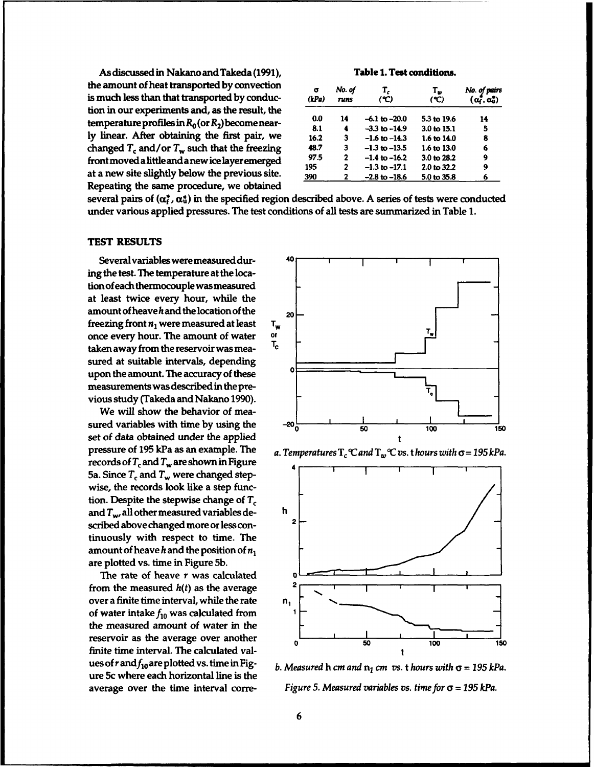As discussed in Nakano and Takeda (1991), the amount of heat transported by convection is much less than that transported by conduction in our experiments and, as the result, the temperature profiles in $R_0$ (or $R_2$) become nearly linear. After obtaining the first pair, we changed $T_c$ and/or $T_w$ such that the freezing front moved a little and a new ice layer emerged at a new site slightly below the previous site. Repeating the same procedure, we obtained several pairs of ($\alpha_f^*$, $\alpha_u^*$) in the specified region described above. A series of tests were conducted under various applied pressures. The test conditions of all tests are summarized in Table 1.

**Table 1. Test conditions.**

| $\sigma$ (kPa) | No. of runs | $T_c$ (°C) | $T_w$ (°C) | No. of pairs ($\alpha_f^*$, $\alpha_u^*$) |
|---|---|---|---|---|
| 0.0 | 14 | −6.1 to −20.0 | 5.3 to 19.6 | 14 |
| 8.1 | 4 | −3.3 to −14.9 | 3.0 to 15.1 | 5 |
| 16.2 | 3 | −1.6 to −14.3 | 1.6 to 14.0 | 8 |
| 48.7 | 3 | −1.3 to −13.5 | 1.6 to 13.0 | 6 |
| 97.5 | 2 | −1.4 to −16.2 | 3.0 to 28.2 | 9 |
| 195 | 2 | −1.3 to −17.1 | 2.0 to 32.2 | 9 |
| 390 | 2 | −2.8 to −18.6 | 5.0 to 35.8 | 6 |

## TEST RESULTS

Several variables were measured during the test. The temperature at the location of each thermocouple was measured at least twice every hour, while the amount of heave $h$ and the location of the freezing front $n_1$ were measured at least once every hour. The amount of water taken away from the reservoir was measured at suitable intervals, depending upon the amount. The accuracy of these measurements was described in the previous study (Takeda and Nakano 1990).

We will show the behavior of measured variables with time by using the set of data obtained under the applied pressure of 195 kPa as an example. The records of $T_c$ and $T_w$ are shown in Figure 5a. Since $T_c$ and $T_w$ were changed stepwise, the records look like a step function. Despite the stepwise change of $T_c$ and $T_w$, all other measured variables described above changed more or less continuously with respect to time. The amount of heave $h$ and the position of $n_1$ are plotted vs. time in Figure 5b.

The rate of heave $r$ was calculated from the measured $h(t)$ as the average over a finite time interval, while the rate of water intake $f_{10}$ was calculated from the measured amount of water in the reservoir as the average over another finite time interval. The calculated values of $r$ and $f_{10}$ are plotted vs. time in Figure 5c where each horizontal line is the average over the time interval corre-

*a. Temperatures $T_c$ °C and $T_w$ °C vs. t hours with $\sigma$ = 195 kPa.*

*b. Measured h cm and $n_1$ cm vs. t hours with $\sigma$ = 195 kPa.*

*Figure 5. Measured variables vs. time for $\sigma$ = 195 kPa.*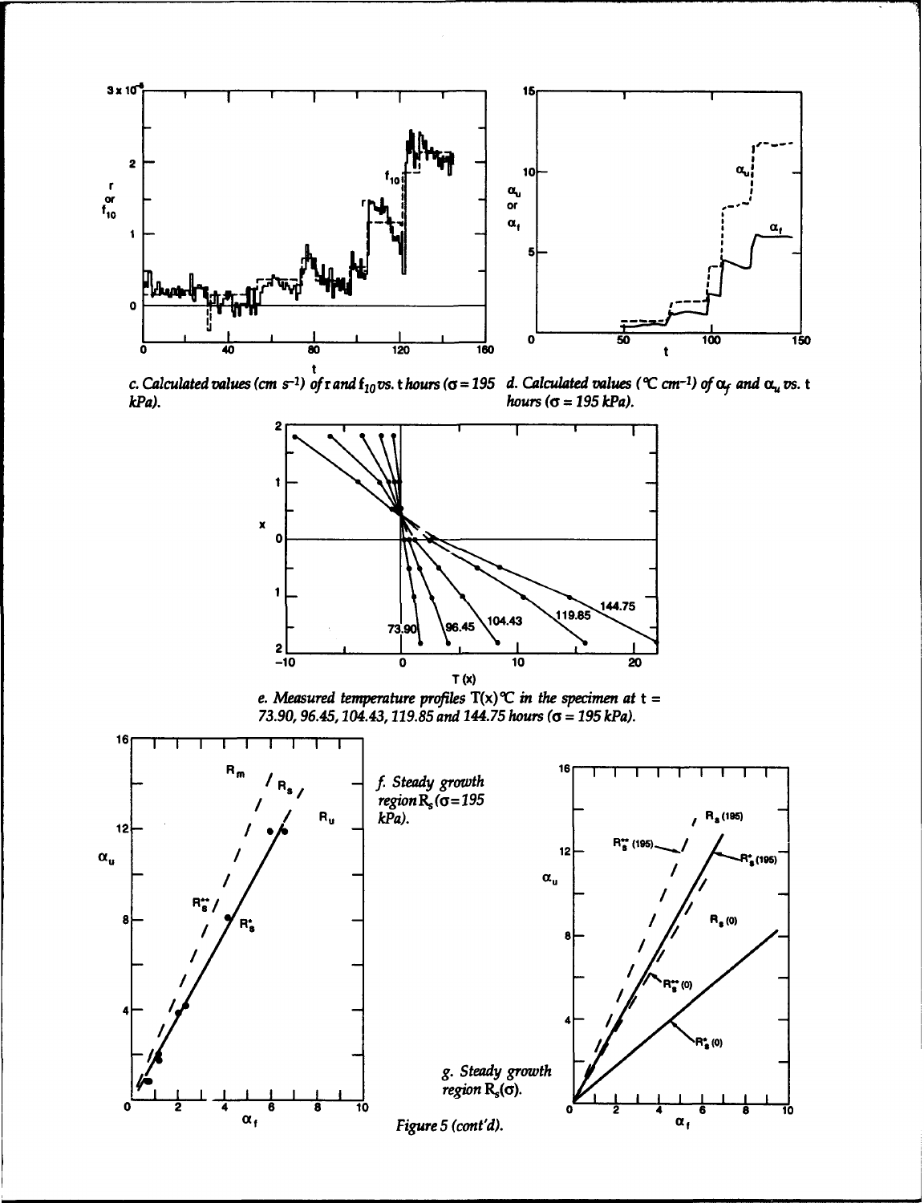c. *Calculated values (cm $s^{-1}$) of r and $f_{10}$ vs. t hours ($\sigma = 195$ kPa).*

d. *Calculated values (°C $cm^{-1}$) of $\alpha_f$ and $\alpha_u$ vs. t hours ($\sigma = 195$ kPa).*

e. *Measured temperature profiles T(x)°C in the specimen at t = 73.90, 96.45, 104.43, 119.85 and 144.75 hours ($\sigma = 195$ kPa).*

f. *Steady growth region $R_s$ ($\sigma = 195$ kPa).*

g. *Steady growth region $R_s(\sigma)$.*

*Figure 5 (cont'd).*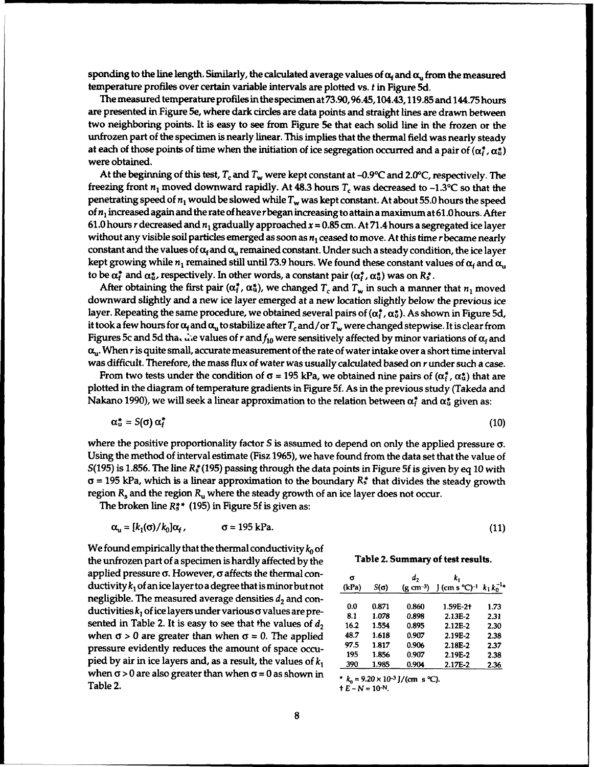sponding to the line length. Similarly, the calculated average values of $\alpha_f$ and $\alpha_u$ from the measured temperature profiles over certain variable intervals are plotted vs. $t$ in Figure 5d.

The measured temperature profiles in the specimen at 73.90, 96.45, 104.43, 119.85 and 144.75 hours are presented in Figure 5e, where dark circles are data points and straight lines are drawn between two neighboring points. It is easy to see from Figure 5e that each solid line in the frozen or the unfrozen part of the specimen is nearly linear. This implies that the thermal field was nearly steady at each of those points of time when the initiation of ice segregation occurred and a pair of $(\alpha_f^*, \alpha_u^*)$ were obtained.

At the beginning of this test, $T_c$ and $T_w$ were kept constant at –0.9°C and 2.0°C, respectively. The freezing front $n_1$ moved downward rapidly. At 48.3 hours $T_c$ was decreased to –1.3°C so that the penetrating speed of $n_1$ would be slowed while $T_w$ was kept constant. At about 55.0 hours the speed of $n_1$ increased again and the rate of heave $r$ began increasing to attain a maximum at 61.0 hours. After 61.0 hours $r$ decreased and $n_1$ gradually approached $x = 0.85$ cm. At 71.4 hours a segregated ice layer without any visible soil particles emerged as soon as $n_1$ ceased to move. At this time $r$ became nearly constant and the values of $\alpha_f$ and $\alpha_u$ remained constant. Under such a steady condition, the ice layer kept growing while $n_1$ remained still until 73.9 hours. We found these constant values of $\alpha_f$ and $\alpha_u$ to be $\alpha_f^*$ and $\alpha_u^*$, respectively. In other words, a constant pair $(\alpha_f^*, \alpha_u^*)$ was on $R_s^*$.

After obtaining the first pair $(\alpha_f^*, \alpha_u^*)$, we changed $T_c$ and $T_w$ in such a manner that $n_1$ moved downward slightly and a new ice layer emerged at a new location slightly below the previous ice layer. Repeating the same procedure, we obtained several pairs of $(\alpha_f^*, \alpha_u^*)$. As shown in Figure 5d, it took a few hours for $\alpha_f$ and $\alpha_u$ to stabilize after $T_c$ and/or $T_w$ were changed stepwise. It is clear from Figures 5c and 5d that the values of $r$ and $f_{10}$ were sensitively affected by minor variations of $\alpha_f$ and $\alpha_u$. When $r$ is quite small, accurate measurement of the rate of water intake over a short time interval was difficult. Therefore, the mass flux of water was usually calculated based on $r$ under such a case.

From two tests under the condition of $\sigma$ = 195 kPa, we obtained nine pairs of $(\alpha_f^*, \alpha_u^*)$ that are plotted in the diagram of temperature gradients in Figure 5f. As in the previous study (Takeda and Nakano 1990), we will seek a linear approximation to the relation between $\alpha_f^*$ and $\alpha_u^*$ given as:

$$\alpha_u^* = S(\sigma)\,\alpha_f^* \tag{10}$$

where the positive proportionality factor $S$ is assumed to depend on only the applied pressure $\sigma$. Using the method of interval estimate (Fisz 1965), we have found from the data set that the value of $S(195)$ is 1.856. The line $R_s^*(195)$ passing through the data points in Figure 5f is given by eq 10 with $\sigma$ = 195 kPa, which is a linear approximation to the boundary $R_s^*$ that divides the steady growth region $R_s$ and the region $R_u$ where the steady growth of an ice layer does not occur.

The broken line $R_s^{**}$ (195) in Figure 5f is given as:

$$\alpha_u = [k_1(\sigma)/k_0]\alpha_f, \qquad \sigma = 195 \text{ kPa}. \tag{11}$$

We found empirically that the thermal conductivity $k_0$ of the unfrozen part of a specimen is hardly affected by the applied pressure $\sigma$. However, $\sigma$ affects the thermal conductivity $k_1$ of an ice layer to a degree that is minor but not negligible. The measured average densities $d_2$ and conductivities $k_1$ of ice layers under various $\sigma$ values are presented in Table 2. It is easy to see that the values of $d_2$ when $\sigma > 0$ are greater than when $\sigma = 0$. The applied pressure evidently reduces the amount of space occupied by air in ice layers and, as a result, the values of $k_1$ when $\sigma > 0$ are also greater than when $\sigma = 0$ as shown in Table 2.

**Table 2. Summary of test results.**

| $\sigma$ (kPa) | $S(\sigma)$ | $d_2$ (g cm$^{-3}$) | $k_1$ J (cm s °C)$^{-1}$ | $k_1 k_0^{-1}$* |
|---|---|---|---|---|
| 0.0 | 0.871 | 0.860 | 1.59E-2† | 1.73 |
| 8.1 | 1.078 | 0.898 | 2.13E-2 | 2.31 |
| 16.2 | 1.554 | 0.895 | 2.12E-2 | 2.30 |
| 48.7 | 1.618 | 0.907 | 2.19E-2 | 2.38 |
| 97.5 | 1.817 | 0.906 | 2.18E-2 | 2.37 |
| 195 | 1.856 | 0.907 | 2.19E-2 | 2.38 |
| 390 | 1.985 | 0.904 | 2.17E-2 | 2.36 |

\* $k_0 = 9.20 \times 10^{-3}$ J/(cm s °C).
† $E - N = 10^{-N}$.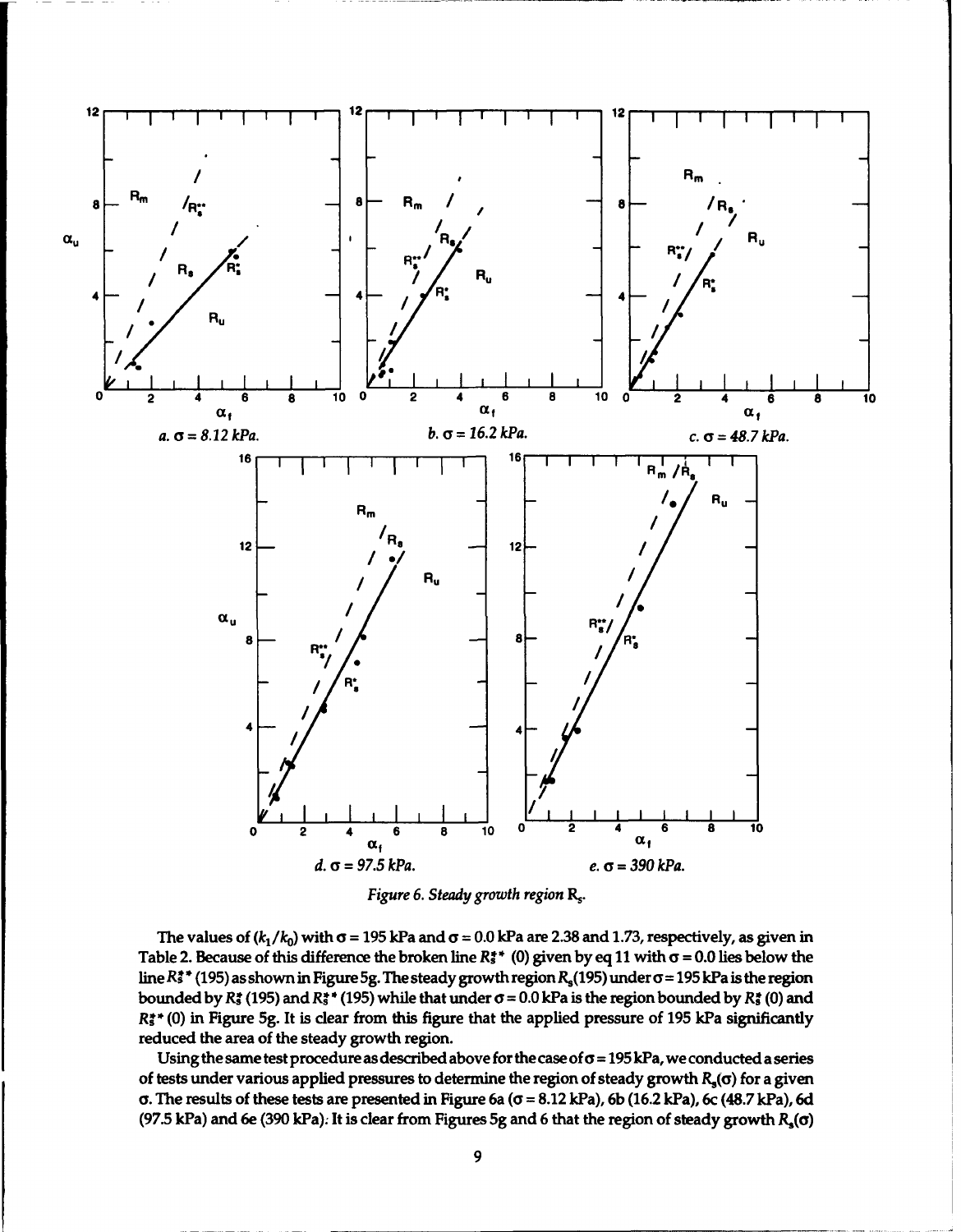*a. σ = 8.12 kPa.*

*b. σ = 16.2 kPa.*

*c. σ = 48.7 kPa.*

*d. σ = 97.5 kPa.*

*e. σ = 390 kPa.*

*Figure 6. Steady growth region $R_s$.*

The values of $(k_1/k_0)$ with $\sigma = 195$ kPa and $\sigma = 0.0$ kPa are 2.38 and 1.73, respectively, as given in Table 2. Because of this difference the broken line $R_s^{**}(0)$ given by eq 11 with $\sigma = 0.0$ lies below the line $R_s^{**}(195)$ as shown in Figure 5g. The steady growth region $R_s(195)$ under $\sigma = 195$ kPa is the region bounded by $R_s^{*}(195)$ and $R_s^{**}(195)$ while that under $\sigma = 0.0$ kPa is the region bounded by $R_s^{*}(0)$ and $R_s^{**}(0)$ in Figure 5g. It is clear from this figure that the applied pressure of 195 kPa significantly reduced the area of the steady growth region.

Using the same test procedure as described above for the case of $\sigma = 195$ kPa, we conducted a series of tests under various applied pressures to determine the region of steady growth $R_s(\sigma)$ for a given $\sigma$. The results of these tests are presented in Figure 6a ($\sigma = 8.12$ kPa), 6b (16.2 kPa), 6c (48.7 kPa), 6d (97.5 kPa) and 6e (390 kPa). It is clear from Figures 5g and 6 that the region of steady growth $R_s(\sigma)$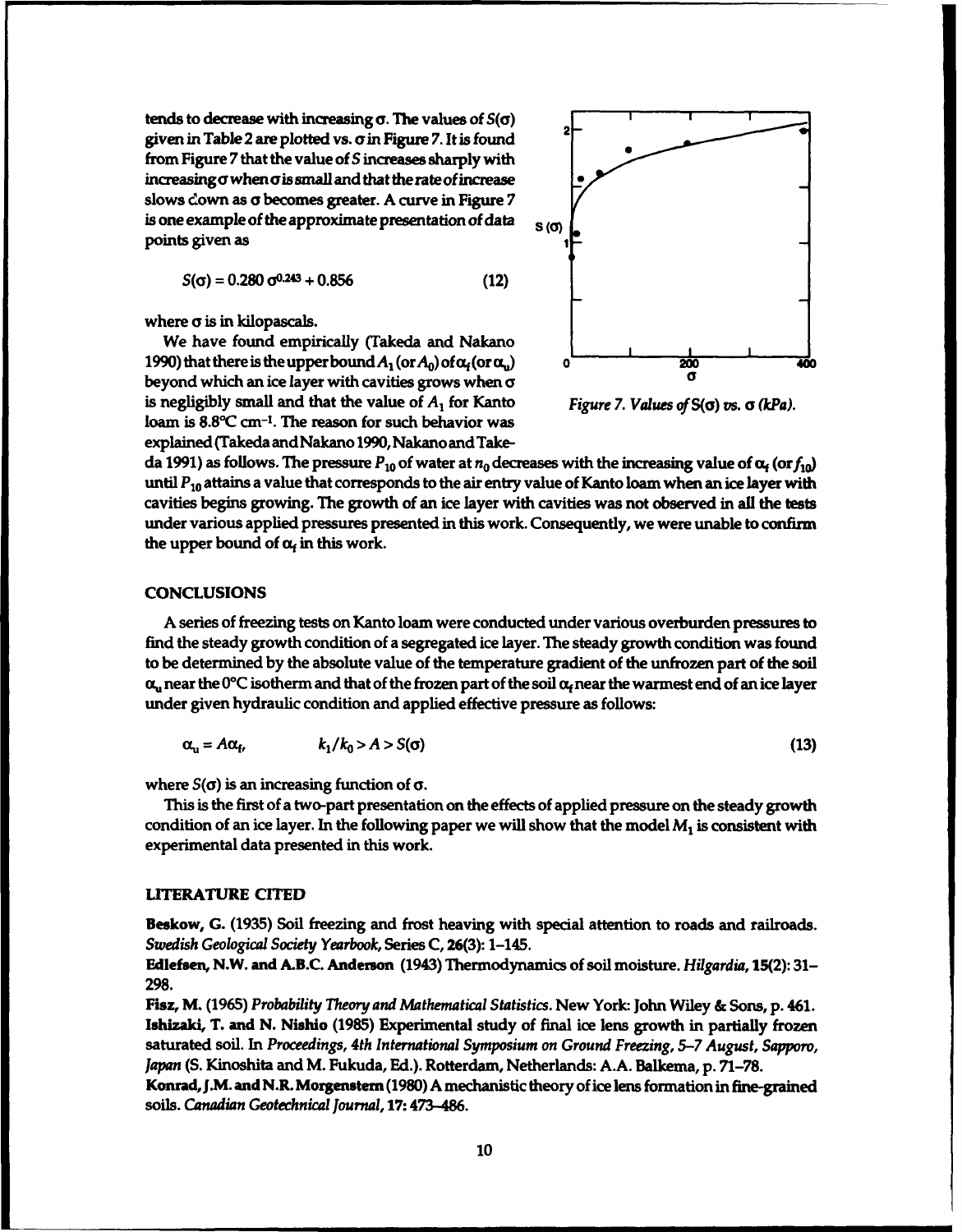tends to decrease with increasing $\sigma$. The values of $S(\sigma)$ given in Table 2 are plotted vs. $\sigma$ in Figure 7. It is found from Figure 7 that the value of $S$ increases sharply with increasing $\sigma$ when $\sigma$ is small and that the rate of increase slows down as $\sigma$ becomes greater. A curve in Figure 7 is one example of the approximate presentation of data points given as

$$S(\sigma) = 0.280\,\sigma^{0.243} + 0.856 \tag{12}$$

where $\sigma$ is in kilopascals.

*Figure 7. Values of* $S(\sigma)$ *vs.* $\sigma$ *(kPa).*

We have found empirically (Takeda and Nakano 1990) that there is the upper bound $A_1$ (or $A_0$) of $\alpha_f$ (or $\alpha_u$) beyond which an ice layer with cavities grows when $\sigma$ is negligibly small and that the value of $A_1$ for Kanto loam is 8.8°C cm$^{-1}$. The reason for such behavior was explained (Takeda and Nakano 1990, Nakano and Takeda 1991) as follows. The pressure $P_{10}$ of water at $n_0$ decreases with the increasing value of $\alpha_f$ (or $f_{10}$) until $P_{10}$ attains a value that corresponds to the air entry value of Kanto loam when an ice layer with cavities begins growing. The growth of an ice layer with cavities was not observed in all the tests under various applied pressures presented in this work. Consequently, we were unable to confirm the upper bound of $\alpha_f$ in this work.

## CONCLUSIONS

A series of freezing tests on Kanto loam were conducted under various overburden pressures to find the steady growth condition of a segregated ice layer. The steady growth condition was found to be determined by the absolute value of the temperature gradient of the unfrozen part of the soil $\alpha_u$ near the 0°C isotherm and that of the frozen part of the soil $\alpha_f$ near the warmest end of an ice layer under given hydraulic condition and applied effective pressure as follows:

$$\alpha_u = A\alpha_f, \qquad k_1/k_0 > A > S(\sigma) \tag{13}$$

where $S(\sigma)$ is an increasing function of $\sigma$.

This is the first of a two-part presentation on the effects of applied pressure on the steady growth condition of an ice layer. In the following paper we will show that the model $M_1$ is consistent with experimental data presented in this work.

## LITERATURE CITED

**Beskow, G.** (1935) Soil freezing and frost heaving with special attention to roads and railroads. *Swedish Geological Society Yearbook*, Series C, **26**(3): 1–145.

**Edlefsen, N.W. and A.B.C. Anderson** (1943) Thermodynamics of soil moisture. *Hilgardia*, **15**(2): 31–298.

**Fisz, M.** (1965) *Probability Theory and Mathematical Statistics*. New York: John Wiley & Sons, p. 461.

**Ishizaki, T. and N. Nishio** (1985) Experimental study of final ice lens growth in partially frozen saturated soil. In *Proceedings, 4th International Symposium on Ground Freezing, 5–7 August, Sapporo, Japan* (S. Kinoshita and M. Fukuda, Ed.). Rotterdam, Netherlands: A.A. Balkema, p. 71–78.

**Konrad, J.M. and N.R. Morgenstern** (1980) A mechanistic theory of ice lens formation in fine-grained soils. *Canadian Geotechnical Journal*, **17**: 473–486.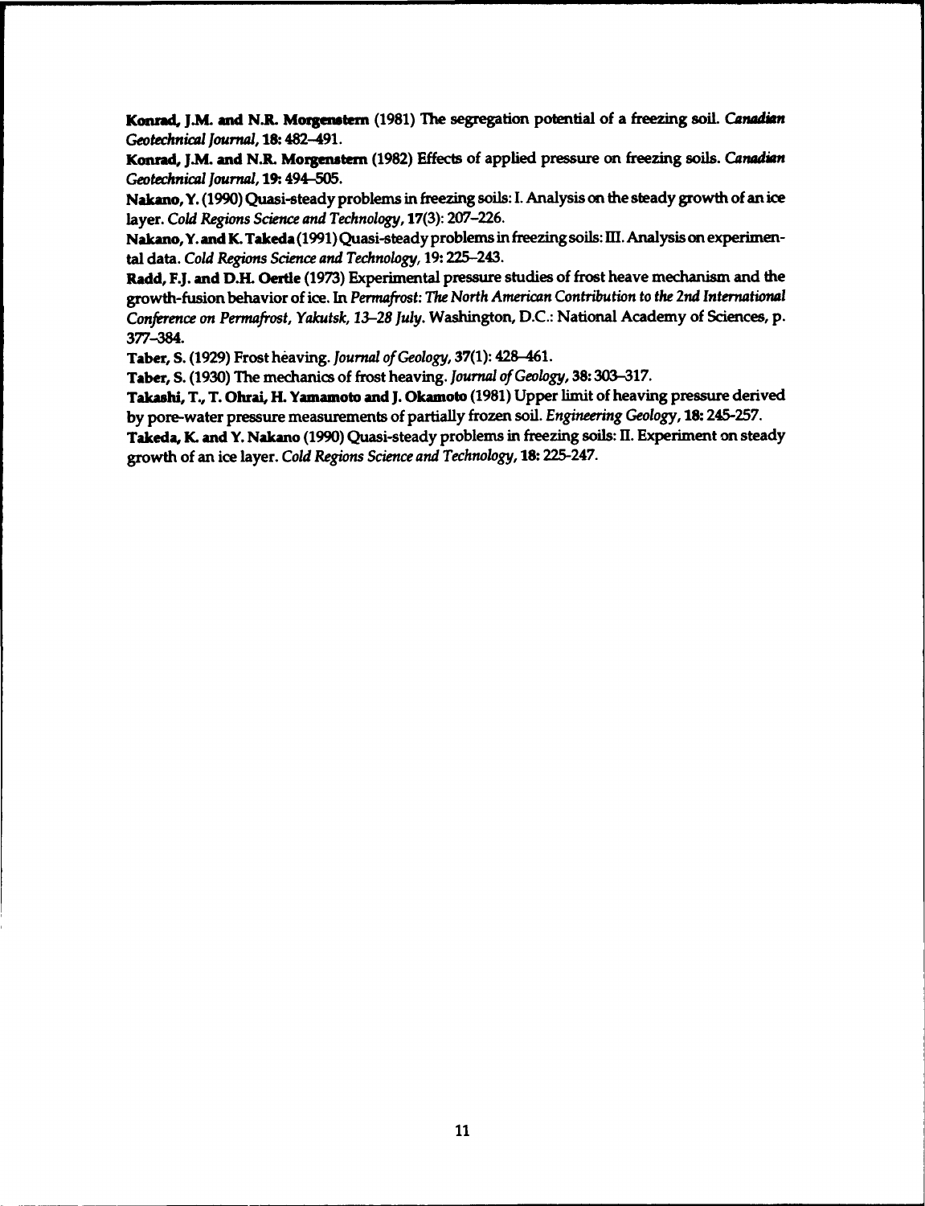**Konrad, J.M. and N.R. Morgenstern** (1981) The segregation potential of a freezing soil. *Canadian Geotechnical Journal*, **18:** 482–491.

**Konrad, J.M. and N.R. Morgenstern** (1982) Effects of applied pressure on freezing soils. *Canadian Geotechnical Journal*, **19:** 494–505.

**Nakano, Y.** (1990) Quasi-steady problems in freezing soils: I. Analysis on the steady growth of an ice layer. *Cold Regions Science and Technology*, **17**(3): 207–226.

**Nakano, Y. and K. Takeda** (1991) Quasi-steady problems in freezing soils: III. Analysis on experimental data. *Cold Regions Science and Technology*, **19:** 225–243.

**Radd, F.J. and D.H. Oertle** (1973) Experimental pressure studies of frost heave mechanism and the growth-fusion behavior of ice. In *Permafrost: The North American Contribution to the 2nd International Conference on Permafrost, Yakutsk, 13–28 July*. Washington, D.C.: National Academy of Sciences, p. 377–384.

**Taber, S.** (1929) Frost heaving. *Journal of Geology*, **37**(1): 428–461.

**Taber, S.** (1930) The mechanics of frost heaving. *Journal of Geology*, **38:** 303–317.

**Takashi, T., T. Ohrai, H. Yamamoto and J. Okamoto** (1981) Upper limit of heaving pressure derived by pore-water pressure measurements of partially frozen soil. *Engineering Geology*, **18:** 245-257.

**Takeda, K. and Y. Nakano** (1990) Quasi-steady problems in freezing soils: II. Experiment on steady growth of an ice layer. *Cold Regions Science and Technology*, **18:** 225-247.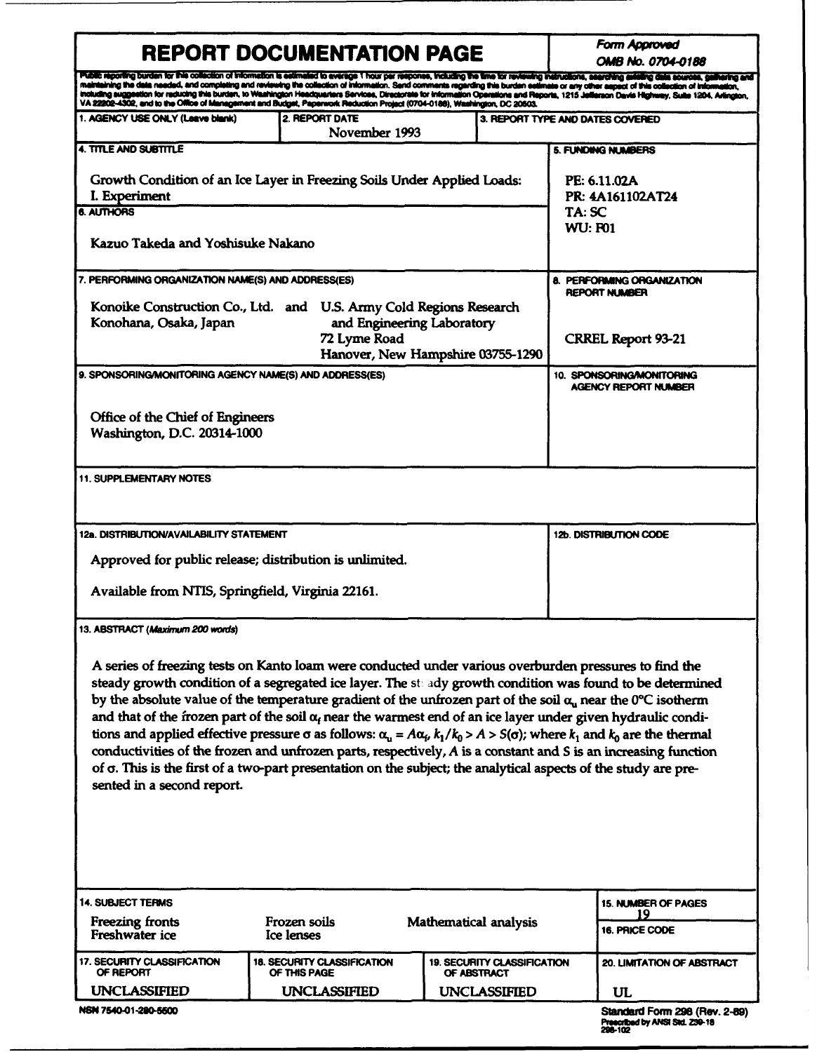# REPORT DOCUMENTATION PAGE

*Form Approved*
*OMB No. 0704-0188*

Public reporting burden for this collection of information is estimated to average 1 hour per response, including the time for reviewing instructions, searching existing data sources, gathering and maintaining the data needed, and completing and reviewing the collection of information. Send comments regarding this burden estimate or any other aspect of this collection of information, including suggestion for reducing this burden, to Washington Headquarters Services, Directorate for Information Operations and Reports, 1215 Jefferson Davis Highway, Suite 1204, Arlington, VA 22202-4302, and to the Office of Management and Budget, Paperwork Reduction Project (0704-0188), Washington, DC 20503.

| 1. AGENCY USE ONLY (Leave blank) | 2. REPORT DATE | 3. REPORT TYPE AND DATES COVERED |
|---|---|---|
| | November 1993 | |

**4. TITLE AND SUBTITLE**

Growth Condition of an Ice Layer in Freezing Soils Under Applied Loads: I. Experiment

**5. FUNDING NUMBERS**

PE: 6.11.02A
PR: 4A161102AT24
TA: SC
WU: F01

**6. AUTHORS**

Kazuo Takeda and Yoshisuke Nakano

**7. PERFORMING ORGANIZATION NAME(S) AND ADDRESS(ES)**

Konoike Construction Co., Ltd. and U.S. Army Cold Regions Research and Engineering Laboratory
Konohana, Osaka, Japan
72 Lyme Road
Hanover, New Hampshire 03755-1290

**8. PERFORMING ORGANIZATION REPORT NUMBER**

CRREL Report 93-21

**9. SPONSORING/MONITORING AGENCY NAME(S) AND ADDRESS(ES)**

Office of the Chief of Engineers
Washington, D.C. 20314-1000

**10. SPONSORING/MONITORING AGENCY REPORT NUMBER**

**11. SUPPLEMENTARY NOTES**

**12a. DISTRIBUTION/AVAILABILITY STATEMENT**

Approved for public release; distribution is unlimited.

Available from NTIS, Springfield, Virginia 22161.

**12b. DISTRIBUTION CODE**

**13. ABSTRACT** (*Maximum 200 words*)

A series of freezing tests on Kanto loam were conducted under various overburden pressures to find the steady growth condition of a segregated ice layer. The steady growth condition was found to be determined by the absolute value of the temperature gradient of the unfrozen part of the soil $\alpha_u$ near the 0°C isotherm and that of the frozen part of the soil $\alpha_f$ near the warmest end of an ice layer under given hydraulic conditions and applied effective pressure $\sigma$ as follows: $\alpha_u = A\alpha_f$, $k_1/k_0 > A > S(\sigma)$; where $k_1$ and $k_0$ are the thermal conductivities of the frozen and unfrozen parts, respectively, $A$ is a constant and S is an increasing function of $\sigma$. This is the first of a two-part presentation on the subject; the analytical aspects of the study are presented in a second report.

**14. SUBJECT TERMS**

Freezing fronts, Freshwater ice, Frozen soils, Ice lenses, Mathematical analysis

**15. NUMBER OF PAGES**

19

**16. PRICE CODE**

| 17. SECURITY CLASSIFICATION OF REPORT | 18. SECURITY CLASSIFICATION OF THIS PAGE | 19. SECURITY CLASSIFICATION OF ABSTRACT | 20. LIMITATION OF ABSTRACT |
|---|---|---|---|
| UNCLASSIFIED | UNCLASSIFIED | UNCLASSIFIED | UL |

NSN 7540-01-280-5500

Standard Form 298 (Rev. 2-89)
Prescribed by ANSI Std. Z39-18
298-102